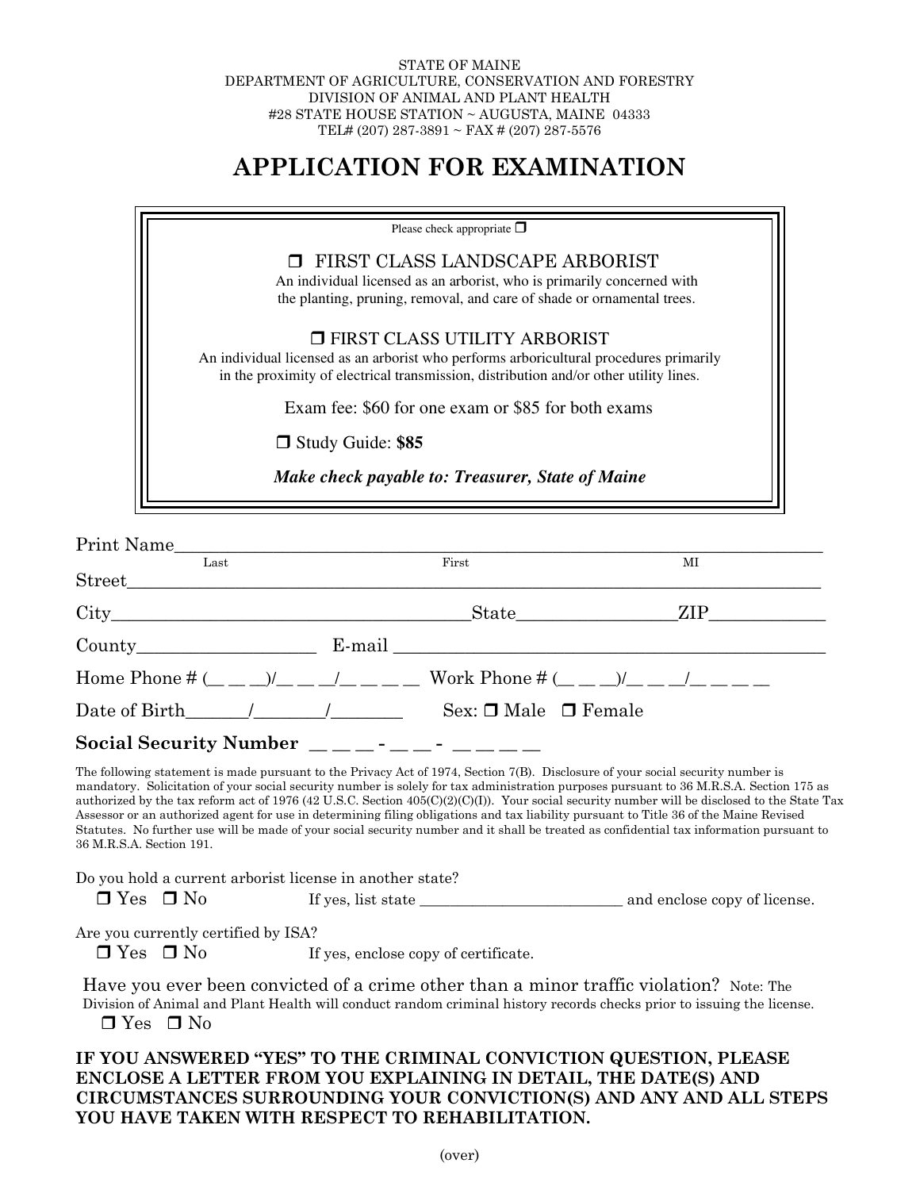STATE OF MAINE
DEPARTMENT OF AGRICULTURE, CONSERVATION AND FORESTRY
DIVISION OF ANIMAL AND PLANT HEALTH
#28 STATE HOUSE STATION ~ AUGUSTA, MAINE 04333
TEL# (207) 287-3891 ~ FAX # (207) 287-5576

# APPLICATION FOR EXAMINATION

Please check appropriate ☐

☐ FIRST CLASS LANDSCAPE ARBORIST
An individual licensed as an arborist, who is primarily concerned with the planting, pruning, removal, and care of shade or ornamental trees.

☐ FIRST CLASS UTILITY ARBORIST
An individual licensed as an arborist who performs arboricultural procedures primarily in the proximity of electrical transmission, distribution and/or other utility lines.

Exam fee: $60 for one exam or $85 for both exams

☐ Study Guide: **$85**

***Make check payable to: Treasurer, State of Maine***

Print Name______________________________________________________________
Last First MI

Street__________________________________________________________________

City_______________________________State______________ZIP__________

County_________________ E-mail ______________________________________

Home Phone # (__ __ __)/__ __ __/__ __ __ __ Work Phone # (__ __ __)/__ __ __/__ __ __ __

Date of Birth______/_______/_______ Sex: ☐ Male ☐ Female

**Social Security Number** __ __ __ - __ __ - __ __ __ __

The following statement is made pursuant to the Privacy Act of 1974, Section 7(B). Disclosure of your social security number is mandatory. Solicitation of your social security number is solely for tax administration purposes pursuant to 36 M.R.S.A. Section 175 as authorized by the tax reform act of 1976 (42 U.S.C. Section 405(C)(2)(C)(I)). Your social security number will be disclosed to the State Tax Assessor or an authorized agent for use in determining filing obligations and tax liability pursuant to Title 36 of the Maine Revised Statutes. No further use will be made of your social security number and it shall be treated as confidential tax information pursuant to 36 M.R.S.A. Section 191.

Do you hold a current arborist license in another state?
☐ Yes ☐ No If yes, list state _______________________ and enclose copy of license.

Are you currently certified by ISA?
☐ Yes ☐ No If yes, enclose copy of certificate.

Have you ever been convicted of a crime other than a minor traffic violation? Note: The Division of Animal and Plant Health will conduct random criminal history records checks prior to issuing the license.
☐ Yes ☐ No

**IF YOU ANSWERED "YES" TO THE CRIMINAL CONVICTION QUESTION, PLEASE ENCLOSE A LETTER FROM YOU EXPLAINING IN DETAIL, THE DATE(S) AND CIRCUMSTANCES SURROUNDING YOUR CONVICTION(S) AND ANY AND ALL STEPS YOU HAVE TAKEN WITH RESPECT TO REHABILITATION.**

(over)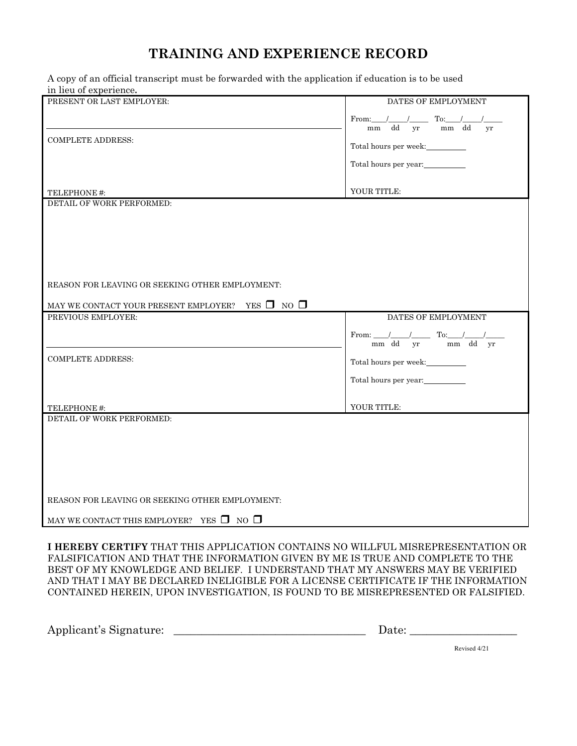# TRAINING AND EXPERIENCE RECORD

A copy of an official transcript must be forwarded with the application if education is to be used in lieu of experience**.**

| PRESENT OR LAST EMPLOYER: | DATES OF EMPLOYMENT |
|---|---|
| | From:\_\_\_\_/\_\_\_\_/\_\_\_\_ To:\_\_\_\_/\_\_\_\_/\_\_\_\_ (mm dd yr / mm dd yr) |
| COMPLETE ADDRESS: | Total hours per week:\_\_\_\_\_\_\_\_\_\_ |
| | Total hours per year:\_\_\_\_\_\_\_\_\_\_ |
| TELEPHONE #: | YOUR TITLE: |

DETAIL OF WORK PERFORMED:

REASON FOR LEAVING OR SEEKING OTHER EMPLOYMENT:

MAY WE CONTACT YOUR PRESENT EMPLOYER? YES ☐ NO ☐

| PREVIOUS EMPLOYER: | DATES OF EMPLOYMENT |
|---|---|
| | From:\_\_\_\_/\_\_\_\_/\_\_\_\_ To:\_\_\_\_/\_\_\_\_/\_\_\_\_ (mm dd yr / mm dd yr) |
| COMPLETE ADDRESS: | Total hours per week:\_\_\_\_\_\_\_\_\_\_ |
| | Total hours per year:\_\_\_\_\_\_\_\_\_\_ |
| TELEPHONE #: | YOUR TITLE: |

DETAIL OF WORK PERFORMED:

REASON FOR LEAVING OR SEEKING OTHER EMPLOYMENT:

MAY WE CONTACT THIS EMPLOYER? YES ☐ NO ☐

**I HEREBY CERTIFY** THAT THIS APPLICATION CONTAINS NO WILLFUL MISREPRESENTATION OR FALSIFICATION AND THAT THE INFORMATION GIVEN BY ME IS TRUE AND COMPLETE TO THE BEST OF MY KNOWLEDGE AND BELIEF. I UNDERSTAND THAT MY ANSWERS MAY BE VERIFIED AND THAT I MAY BE DECLARED INELIGIBLE FOR A LICENSE CERTIFICATE IF THE INFORMATION CONTAINED HEREIN, UPON INVESTIGATION, IS FOUND TO BE MISREPRESENTED OR FALSIFIED.

Applicant's Signature: \_\_\_\_\_\_\_\_\_\_\_\_\_\_\_\_\_\_\_\_\_\_\_\_\_\_\_\_\_\_\_\_\_\_\_ Date: \_\_\_\_\_\_\_\_\_\_\_\_\_\_\_\_\_\_\_

Revised 4/21